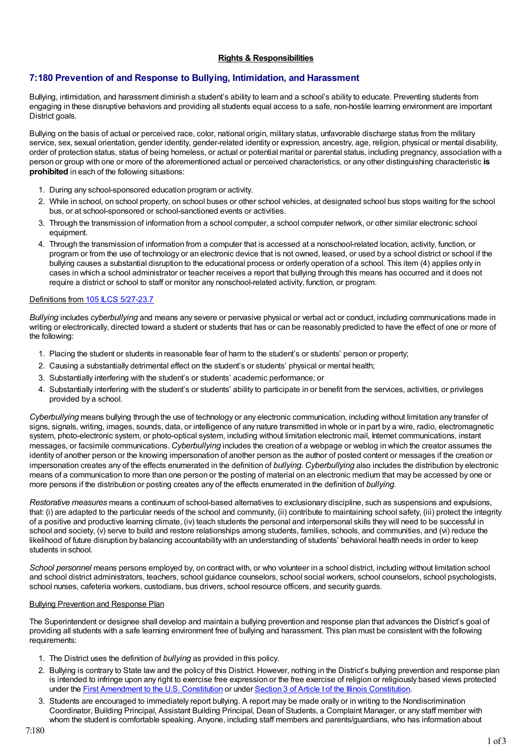**Rights & Responsibilities**

## 7:180 Prevention of and Response to Bullying, Intimidation, and Harassment

Bullying, intimidation, and harassment diminish a student's ability to learn and a school's ability to educate. Preventing students from engaging in these disruptive behaviors and providing all students equal access to a safe, non-hostile learning environment are important District goals.

Bullying on the basis of actual or perceived race, color, national origin, military status, unfavorable discharge status from the military service, sex, sexual orientation, gender identity, gender-related identity or expression, ancestry, age, religion, physical or mental disability, order of protection status, status of being homeless, or actual or potential marital or parental status, including pregnancy, association with a person or group with one or more of the aforementioned actual or perceived characteristics, or any other distinguishing characteristic **is prohibited** in each of the following situations:

1. During any school-sponsored education program or activity.
2. While in school, on school property, on school buses or other school vehicles, at designated school bus stops waiting for the school bus, or at school-sponsored or school-sanctioned events or activities.
3. Through the transmission of information from a school computer, a school computer network, or other similar electronic school equipment.
4. Through the transmission of information from a computer that is accessed at a nonschool-related location, activity, function, or program or from the use of technology or an electronic device that is not owned, leased, or used by a school district or school if the bullying causes a substantial disruption to the educational process or orderly operation of a school. This item (4) applies only in cases in which a school administrator or teacher receives a report that bullying through this means has occurred and it does not require a district or school to staff or monitor any nonschool-related activity, function, or program.

Definitions from 105 ILCS 5/27-23.7

*Bullying* includes *cyberbullying* and means any severe or pervasive physical or verbal act or conduct, including communications made in writing or electronically, directed toward a student or students that has or can be reasonably predicted to have the effect of one or more of the following:

1. Placing the student or students in reasonable fear of harm to the student's or students' person or property;
2. Causing a substantially detrimental effect on the student's or students' physical or mental health;
3. Substantially interfering with the student's or students' academic performance; or
4. Substantially interfering with the student's or students' ability to participate in or benefit from the services, activities, or privileges provided by a school.

*Cyberbullying* means bullying through the use of technology or any electronic communication, including without limitation any transfer of signs, signals, writing, images, sounds, data, or intelligence of any nature transmitted in whole or in part by a wire, radio, electromagnetic system, photo-electronic system, or photo-optical system, including without limitation electronic mail, Internet communications, instant messages, or facsimile communications. *Cyberbullying* includes the creation of a webpage or weblog in which the creator assumes the identity of another person or the knowing impersonation of another person as the author of posted content or messages if the creation or impersonation creates any of the effects enumerated in the definition of *bullying*. *Cyberbullying* also includes the distribution by electronic means of a communication to more than one person or the posting of material on an electronic medium that may be accessed by one or more persons if the distribution or posting creates any of the effects enumerated in the definition of *bullying*.

*Restorative measures* means a continuum of school-based alternatives to exclusionary discipline, such as suspensions and expulsions, that: (i) are adapted to the particular needs of the school and community, (ii) contribute to maintaining school safety, (iii) protect the integrity of a positive and productive learning climate, (iv) teach students the personal and interpersonal skills they will need to be successful in school and society, (v) serve to build and restore relationships among students, families, schools, and communities, and (vi) reduce the likelihood of future disruption by balancing accountability with an understanding of students' behavioral health needs in order to keep students in school.

*School personnel* means persons employed by, on contract with, or who volunteer in a school district, including without limitation school and school district administrators, teachers, school guidance counselors, school social workers, school counselors, school psychologists, school nurses, cafeteria workers, custodians, bus drivers, school resource officers, and security guards.

Bullying Prevention and Response Plan

The Superintendent or designee shall develop and maintain a bullying prevention and response plan that advances the District's goal of providing all students with a safe learning environment free of bullying and harassment. This plan must be consistent with the following requirements:

1. The District uses the definition of *bullying* as provided in this policy.
2. Bullying is contrary to State law and the policy of this District. However, nothing in the District's bullying prevention and response plan is intended to infringe upon any right to exercise free expression or the free exercise of religion or religiously based views protected under the First Amendment to the U.S. Constitution or under Section 3 of Article I of the Illinois Constitution.
3. Students are encouraged to immediately report bullying. A report may be made orally or in writing to the Nondiscrimination Coordinator, Building Principal, Assistant Building Principal, Dean of Students, a Complaint Manager, or any staff member with whom the student is comfortable speaking. Anyone, including staff members and parents/guardians, who has information about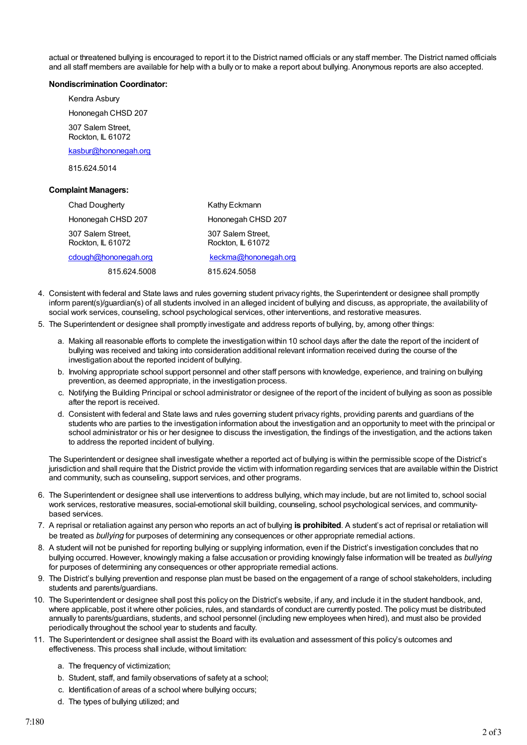actual or threatened bullying is encouraged to report it to the District named officials or any staff member. The District named officials and all staff members are available for help with a bully or to make a report about bullying. Anonymous reports are also accepted.

**Nondiscrimination Coordinator:**

Kendra Asbury

Hononegah CHSD 207

307 Salem Street,
Rockton, IL 61072

kasbur@hononegah.org

815.624.5014

**Complaint Managers:**

| Chad Dougherty | Kathy Eckmann |
|---|---|
| Hononegah CHSD 207 | Hononegah CHSD 207 |
| 307 Salem Street, Rockton, IL 61072 | 307 Salem Street, Rockton, IL 61072 |
| cdough@hononegah.org | keckma@hononegah.org |
| 815.624.5008 | 815.624.5058 |

4. Consistent with federal and State laws and rules governing student privacy rights, the Superintendent or designee shall promptly inform parent(s)/guardian(s) of all students involved in an alleged incident of bullying and discuss, as appropriate, the availability of social work services, counseling, school psychological services, other interventions, and restorative measures.
5. The Superintendent or designee shall promptly investigate and address reports of bullying, by, among other things:

   a. Making all reasonable efforts to complete the investigation within 10 school days after the date the report of the incident of bullying was received and taking into consideration additional relevant information received during the course of the investigation about the reported incident of bullying.
   b. Involving appropriate school support personnel and other staff persons with knowledge, experience, and training on bullying prevention, as deemed appropriate, in the investigation process.
   c. Notifying the Building Principal or school administrator or designee of the report of the incident of bullying as soon as possible after the report is received.
   d. Consistent with federal and State laws and rules governing student privacy rights, providing parents and guardians of the students who are parties to the investigation information about the investigation and an opportunity to meet with the principal or school administrator or his or her designee to discuss the investigation, the findings of the investigation, and the actions taken to address the reported incident of bullying.

   The Superintendent or designee shall investigate whether a reported act of bullying is within the permissible scope of the District's jurisdiction and shall require that the District provide the victim with information regarding services that are available within the District and community, such as counseling, support services, and other programs.

6. The Superintendent or designee shall use interventions to address bullying, which may include, but are not limited to, school social work services, restorative measures, social-emotional skill building, counseling, school psychological services, and community-based services.
7. A reprisal or retaliation against any person who reports an act of bullying **is prohibited**. A student's act of reprisal or retaliation will be treated as *bullying* for purposes of determining any consequences or other appropriate remedial actions.
8. A student will not be punished for reporting bullying or supplying information, even if the District's investigation concludes that no bullying occurred. However, knowingly making a false accusation or providing knowingly false information will be treated as *bullying* for purposes of determining any consequences or other appropriate remedial actions.
9. The District's bullying prevention and response plan must be based on the engagement of a range of school stakeholders, including students and parents/guardians.
10. The Superintendent or designee shall post this policy on the District's website, if any, and include it in the student handbook, and, where applicable, post it where other policies, rules, and standards of conduct are currently posted. The policy must be distributed annually to parents/guardians, students, and school personnel (including new employees when hired), and must also be provided periodically throughout the school year to students and faculty.
11. The Superintendent or designee shall assist the Board with its evaluation and assessment of this policy's outcomes and effectiveness. This process shall include, without limitation:

   a. The frequency of victimization;
   b. Student, staff, and family observations of safety at a school;
   c. Identification of areas of a school where bullying occurs;
   d. The types of bullying utilized; and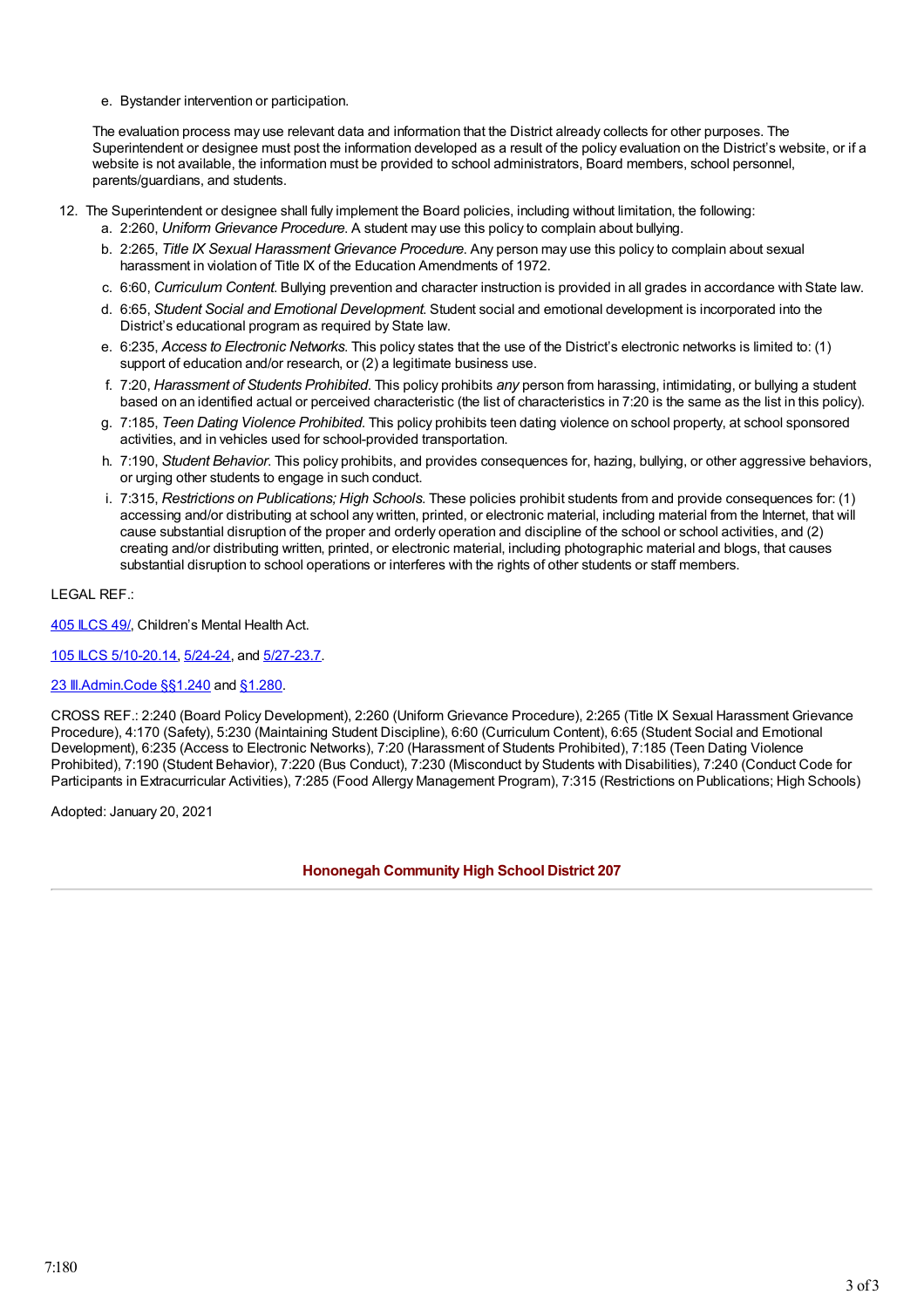e. Bystander intervention or participation.

The evaluation process may use relevant data and information that the District already collects for other purposes. The Superintendent or designee must post the information developed as a result of the policy evaluation on the District's website, or if a website is not available, the information must be provided to school administrators, Board members, school personnel, parents/guardians, and students.

12. The Superintendent or designee shall fully implement the Board policies, including without limitation, the following:
    a. 2:260, *Uniform Grievance Procedure.* A student may use this policy to complain about bullying.
    b. 2:265, *Title IX Sexual Harassment Grievance Procedure.* Any person may use this policy to complain about sexual harassment in violation of Title IX of the Education Amendments of 1972.
    c. 6:60, *Curriculum Content.* Bullying prevention and character instruction is provided in all grades in accordance with State law.
    d. 6:65, *Student Social and Emotional Development.* Student social and emotional development is incorporated into the District's educational program as required by State law.
    e. 6:235, *Access to Electronic Networks.* This policy states that the use of the District's electronic networks is limited to: (1) support of education and/or research, or (2) a legitimate business use.
    f. 7:20, *Harassment of Students Prohibited.* This policy prohibits *any* person from harassing, intimidating, or bullying a student based on an identified actual or perceived characteristic (the list of characteristics in 7:20 is the same as the list in this policy).
    g. 7:185, *Teen Dating Violence Prohibited.* This policy prohibits teen dating violence on school property, at school sponsored activities, and in vehicles used for school-provided transportation.
    h. 7:190, *Student Behavior.* This policy prohibits, and provides consequences for, hazing, bullying, or other aggressive behaviors, or urging other students to engage in such conduct.
    i. 7:315, *Restrictions on Publications; High Schools.* These policies prohibit students from and provide consequences for: (1) accessing and/or distributing at school any written, printed, or electronic material, including material from the Internet, that will cause substantial disruption of the proper and orderly operation and discipline of the school or school activities, and (2) creating and/or distributing written, printed, or electronic material, including photographic material and blogs, that causes substantial disruption to school operations or interferes with the rights of other students or staff members.

LEGAL REF.:

405 ILCS 49/, Children's Mental Health Act.

105 ILCS 5/10-20.14, 5/24-24, and 5/27-23.7.

23 Ill.Admin.Code §§1.240 and §1.280.

CROSS REF.: 2:240 (Board Policy Development), 2:260 (Uniform Grievance Procedure), 2:265 (Title IX Sexual Harassment Grievance Procedure), 4:170 (Safety), 5:230 (Maintaining Student Discipline), 6:60 (Curriculum Content), 6:65 (Student Social and Emotional Development), 6:235 (Access to Electronic Networks), 7:20 (Harassment of Students Prohibited), 7:185 (Teen Dating Violence Prohibited), 7:190 (Student Behavior), 7:220 (Bus Conduct), 7:230 (Misconduct by Students with Disabilities), 7:240 (Conduct Code for Participants in Extracurricular Activities), 7:285 (Food Allergy Management Program), 7:315 (Restrictions on Publications; High Schools)

Adopted: January 20, 2021

**Hononegah Community High School District 207**